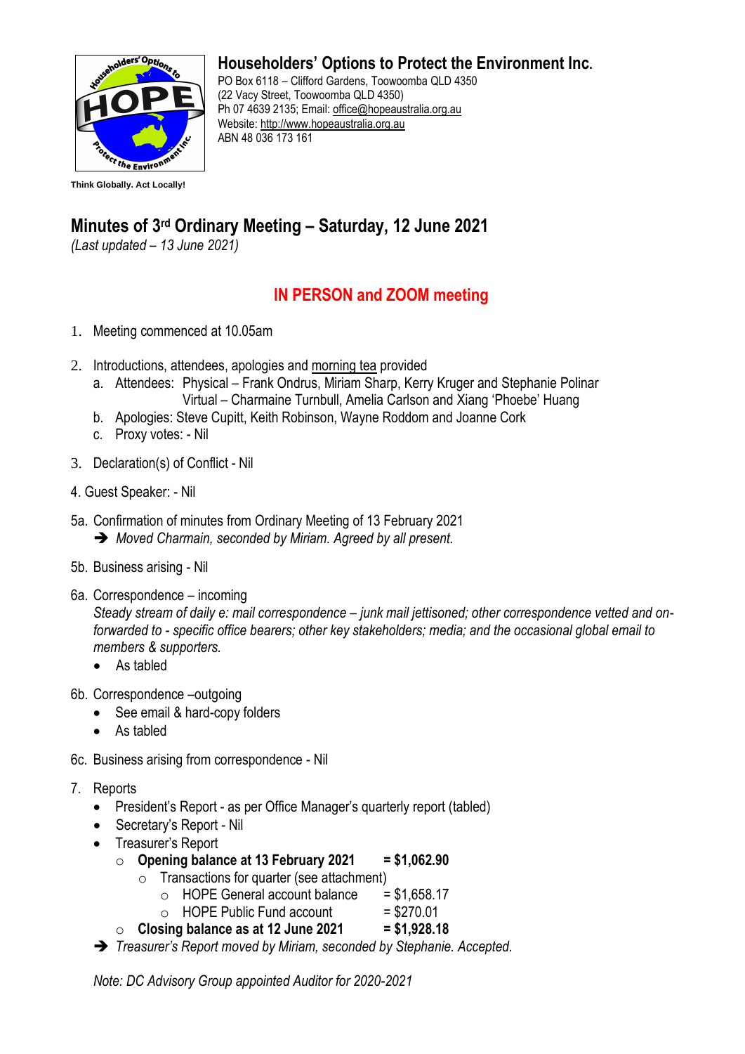# Householders' Options to Protect the Environment Inc.

PO Box 6118 – Clifford Gardens, Toowoomba QLD 4350
(22 Vacy Street, Toowoomba QLD 4350)
Ph 07 4639 2135; Email: office@hopeaustralia.org.au
Website: http://www.hopeaustralia.org.au
ABN 48 036 173 161

**Think Globally. Act Locally!**

## Minutes of 3rd Ordinary Meeting – Saturday, 12 June 2021

*(Last updated – 13 June 2021)*

### IN PERSON and ZOOM meeting

1. Meeting commenced at 10.05am

2. Introductions, attendees, apologies and morning tea provided
   a. Attendees: Physical – Frank Ondrus, Miriam Sharp, Kerry Kruger and Stephanie Polinar
      Virtual – Charmaine Turnbull, Amelia Carlson and Xiang 'Phoebe' Huang
   b. Apologies: Steve Cupitt, Keith Robinson, Wayne Roddom and Joanne Cork
   c. Proxy votes: - Nil

3. Declaration(s) of Conflict - Nil

4. Guest Speaker: - Nil

5a. Confirmation of minutes from Ordinary Meeting of 13 February 2021
   ➔ *Moved Charmain, seconded by Miriam. Agreed by all present.*

5b. Business arising - Nil

6a. Correspondence – incoming
   *Steady stream of daily e: mail correspondence – junk mail jettisoned; other correspondence vetted and on-forwarded to - specific office bearers; other key stakeholders; media; and the occasional global email to members & supporters.*
   - As tabled

6b. Correspondence –outgoing
   - See email & hard-copy folders
   - As tabled

6c. Business arising from correspondence - Nil

7. Reports
   - President's Report - as per Office Manager's quarterly report (tabled)
   - Secretary's Report - Nil
   - Treasurer's Report
     - **Opening balance at 13 February 2021 = $1,062.90**
       - Transactions for quarter (see attachment)
         - HOPE General account balance = $1,658.17
         - HOPE Public Fund account = $270.01
     - **Closing balance as at 12 June 2021 = $1,928.18**

   ➔ *Treasurer's Report moved by Miriam, seconded by Stephanie. Accepted.*

   *Note: DC Advisory Group appointed Auditor for 2020-2021*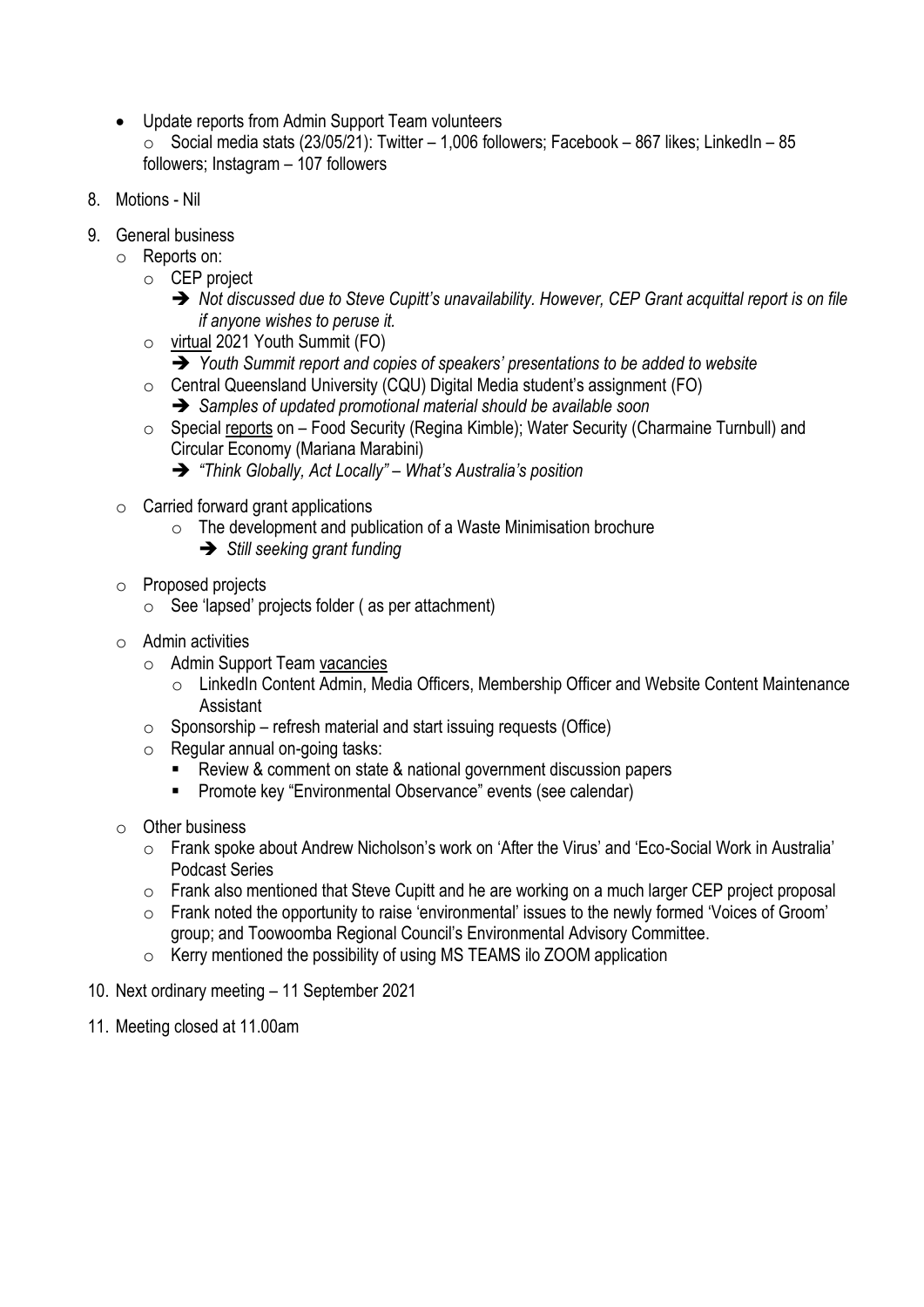- Update reports from Admin Support Team volunteers
  - Social media stats (23/05/21): Twitter – 1,006 followers; Facebook – 867 likes; LinkedIn – 85 followers; Instagram – 107 followers

8. Motions - Nil

9. General business
   - Reports on:
     - CEP project
       - ➔ *Not discussed due to Steve Cupitt's unavailability. However, CEP Grant acquittal report is on file if anyone wishes to peruse it.*
     - virtual 2021 Youth Summit (FO)
       - ➔ *Youth Summit report and copies of speakers' presentations to be added to website*
     - Central Queensland University (CQU) Digital Media student's assignment (FO)
       - ➔ *Samples of updated promotional material should be available soon*
     - Special reports on – Food Security (Regina Kimble); Water Security (Charmaine Turnbull) and Circular Economy (Mariana Marabini)
       - ➔ *"Think Globally, Act Locally" – What's Australia's position*
   - Carried forward grant applications
     - The development and publication of a Waste Minimisation brochure
       - ➔ *Still seeking grant funding*
   - Proposed projects
     - See 'lapsed' projects folder ( as per attachment)
   - Admin activities
     - Admin Support Team vacancies
       - LinkedIn Content Admin, Media Officers, Membership Officer and Website Content Maintenance Assistant
     - Sponsorship – refresh material and start issuing requests (Office)
     - Regular annual on-going tasks:
       - Review & comment on state & national government discussion papers
       - Promote key "Environmental Observance" events (see calendar)
   - Other business
     - Frank spoke about Andrew Nicholson's work on 'After the Virus' and 'Eco-Social Work in Australia' Podcast Series
     - Frank also mentioned that Steve Cupitt and he are working on a much larger CEP project proposal
     - Frank noted the opportunity to raise 'environmental' issues to the newly formed 'Voices of Groom' group; and Toowoomba Regional Council's Environmental Advisory Committee.
     - Kerry mentioned the possibility of using MS TEAMS ilo ZOOM application

10. Next ordinary meeting – 11 September 2021

11. Meeting closed at 11.00am